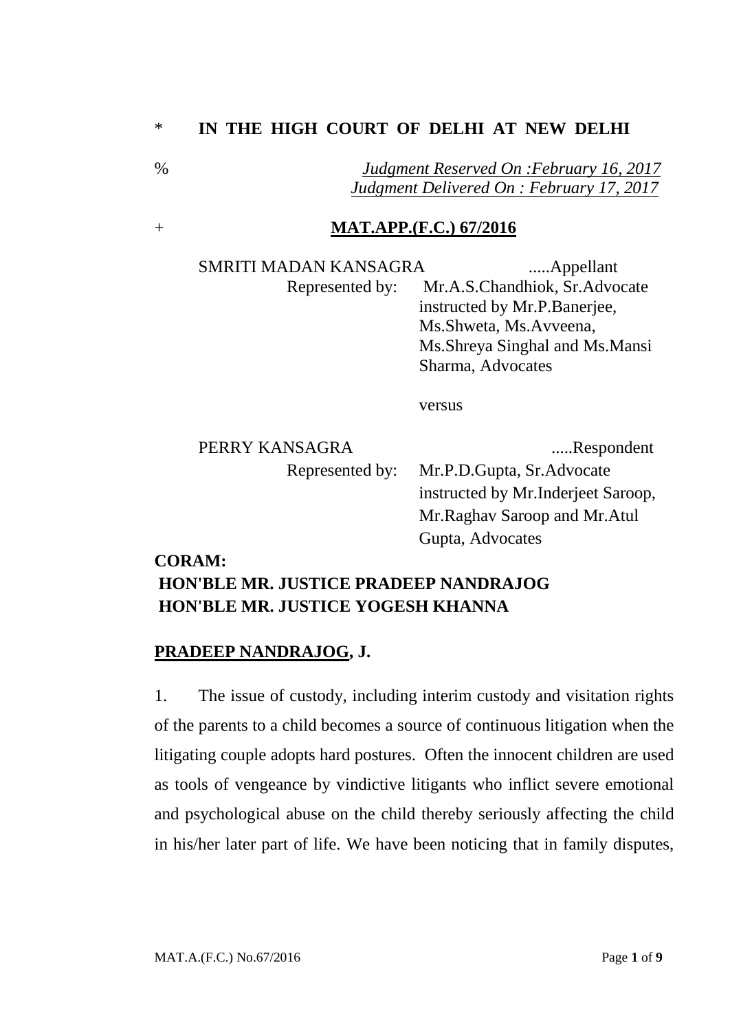\* **IN THE HIGH COURT OF DELHI AT NEW DELHI**

% *Judgment Reserved On :February 16, 2017*
*Judgment Delivered On : February 17, 2017*

\+ **MAT.APP.(F.C.) 67/2016**

SMRITI MADAN KANSAGRA .....Appellant

Represented by: Mr.A.S.Chandhiok, Sr.Advocate instructed by Mr.P.Banerjee, Ms.Shweta, Ms.Avveena, Ms.Shreya Singhal and Ms.Mansi Sharma, Advocates

versus

PERRY KANSAGRA .....Respondent

Represented by: Mr.P.D.Gupta, Sr.Advocate instructed by Mr.Inderjeet Saroop, Mr.Raghav Saroop and Mr.Atul Gupta, Advocates

**CORAM:**
**HON'BLE MR. JUSTICE PRADEEP NANDRAJOG**
**HON'BLE MR. JUSTICE YOGESH KHANNA**

**PRADEEP NANDRAJOG, J.**

1. The issue of custody, including interim custody and visitation rights of the parents to a child becomes a source of continuous litigation when the litigating couple adopts hard postures. Often the innocent children are used as tools of vengeance by vindictive litigants who inflict severe emotional and psychological abuse on the child thereby seriously affecting the child in his/her later part of life. We have been noticing that in family disputes,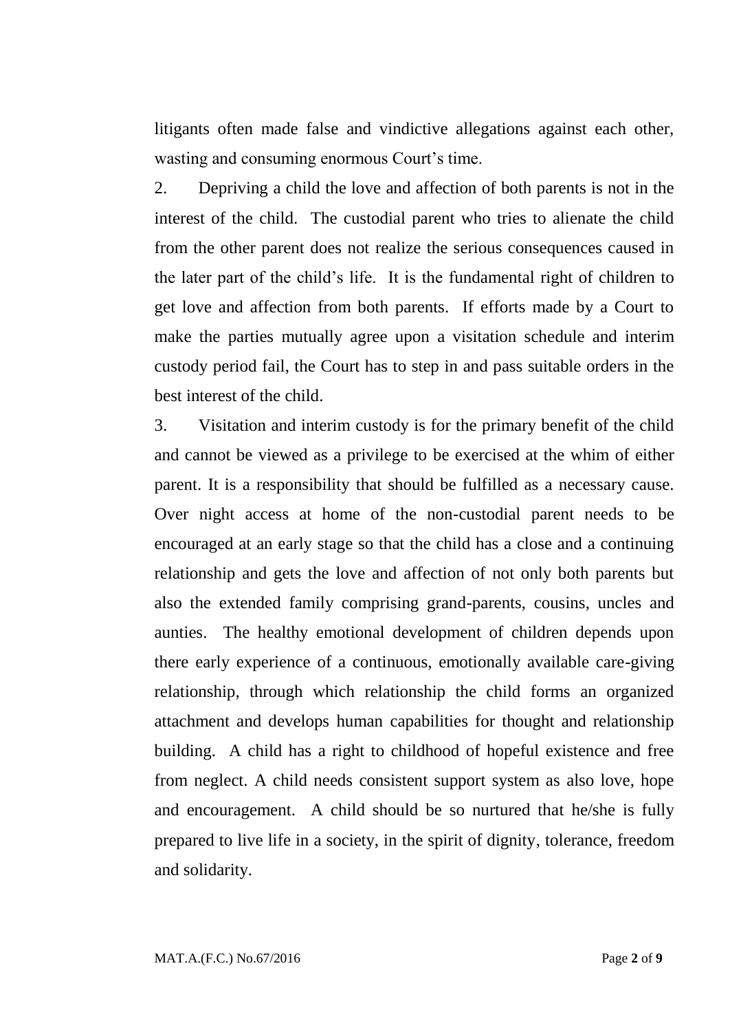litigants often made false and vindictive allegations against each other, wasting and consuming enormous Court's time.

2. Depriving a child the love and affection of both parents is not in the interest of the child. The custodial parent who tries to alienate the child from the other parent does not realize the serious consequences caused in the later part of the child's life. It is the fundamental right of children to get love and affection from both parents. If efforts made by a Court to make the parties mutually agree upon a visitation schedule and interim custody period fail, the Court has to step in and pass suitable orders in the best interest of the child.

3. Visitation and interim custody is for the primary benefit of the child and cannot be viewed as a privilege to be exercised at the whim of either parent. It is a responsibility that should be fulfilled as a necessary cause. Over night access at home of the non-custodial parent needs to be encouraged at an early stage so that the child has a close and a continuing relationship and gets the love and affection of not only both parents but also the extended family comprising grand-parents, cousins, uncles and aunties. The healthy emotional development of children depends upon there early experience of a continuous, emotionally available care-giving relationship, through which relationship the child forms an organized attachment and develops human capabilities for thought and relationship building. A child has a right to childhood of hopeful existence and free from neglect. A child needs consistent support system as also love, hope and encouragement. A child should be so nurtured that he/she is fully prepared to live life in a society, in the spirit of dignity, tolerance, freedom and solidarity.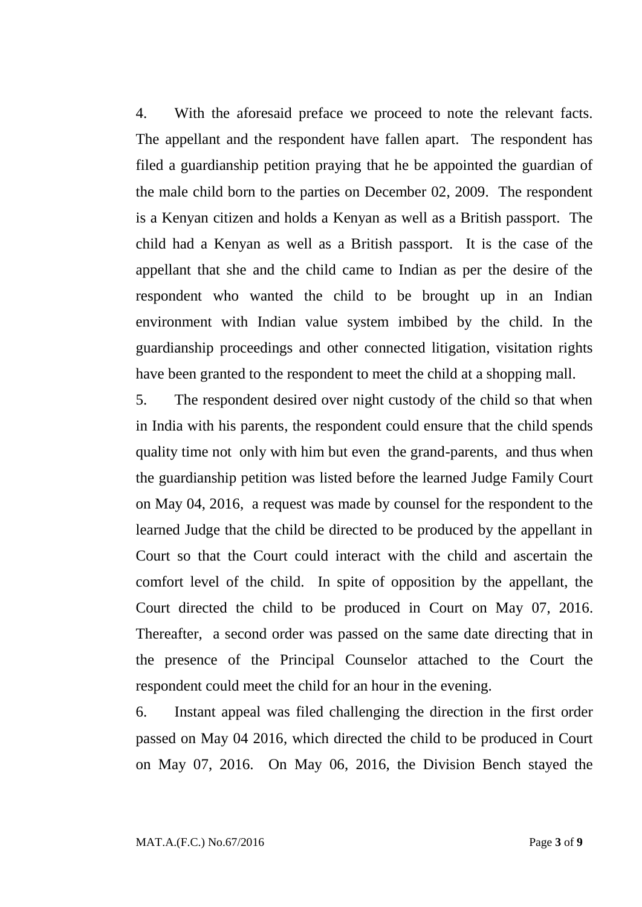4. With the aforesaid preface we proceed to note the relevant facts. The appellant and the respondent have fallen apart. The respondent has filed a guardianship petition praying that he be appointed the guardian of the male child born to the parties on December 02, 2009. The respondent is a Kenyan citizen and holds a Kenyan as well as a British passport. The child had a Kenyan as well as a British passport. It is the case of the appellant that she and the child came to Indian as per the desire of the respondent who wanted the child to be brought up in an Indian environment with Indian value system imbibed by the child. In the guardianship proceedings and other connected litigation, visitation rights have been granted to the respondent to meet the child at a shopping mall.

5. The respondent desired over night custody of the child so that when in India with his parents, the respondent could ensure that the child spends quality time not only with him but even the grand-parents, and thus when the guardianship petition was listed before the learned Judge Family Court on May 04, 2016, a request was made by counsel for the respondent to the learned Judge that the child be directed to be produced by the appellant in Court so that the Court could interact with the child and ascertain the comfort level of the child. In spite of opposition by the appellant, the Court directed the child to be produced in Court on May 07, 2016. Thereafter, a second order was passed on the same date directing that in the presence of the Principal Counselor attached to the Court the respondent could meet the child for an hour in the evening.

6. Instant appeal was filed challenging the direction in the first order passed on May 04 2016, which directed the child to be produced in Court on May 07, 2016. On May 06, 2016, the Division Bench stayed the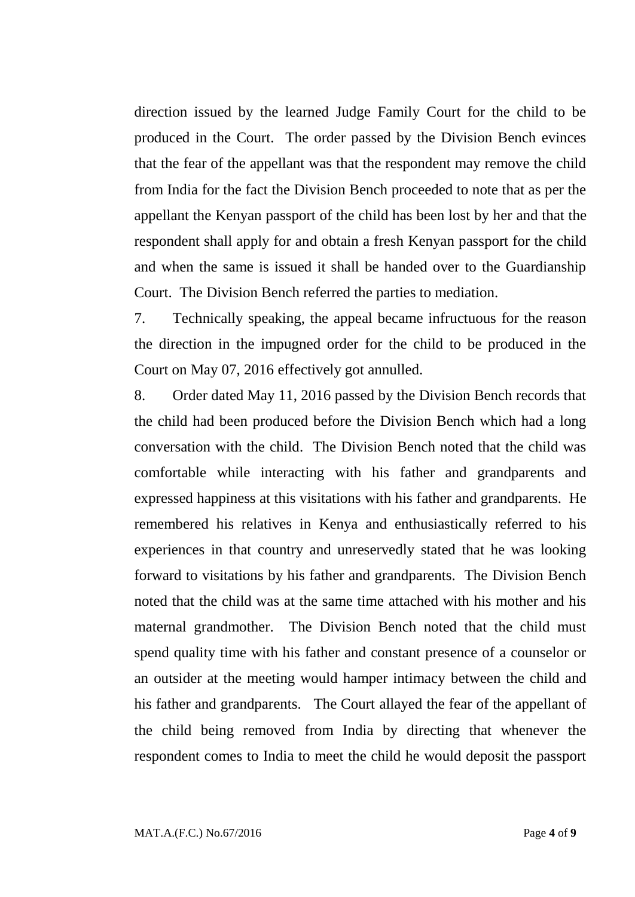direction issued by the learned Judge Family Court for the child to be produced in the Court. The order passed by the Division Bench evinces that the fear of the appellant was that the respondent may remove the child from India for the fact the Division Bench proceeded to note that as per the appellant the Kenyan passport of the child has been lost by her and that the respondent shall apply for and obtain a fresh Kenyan passport for the child and when the same is issued it shall be handed over to the Guardianship Court. The Division Bench referred the parties to mediation.

7. Technically speaking, the appeal became infructuous for the reason the direction in the impugned order for the child to be produced in the Court on May 07, 2016 effectively got annulled.

8. Order dated May 11, 2016 passed by the Division Bench records that the child had been produced before the Division Bench which had a long conversation with the child. The Division Bench noted that the child was comfortable while interacting with his father and grandparents and expressed happiness at this visitations with his father and grandparents. He remembered his relatives in Kenya and enthusiastically referred to his experiences in that country and unreservedly stated that he was looking forward to visitations by his father and grandparents. The Division Bench noted that the child was at the same time attached with his mother and his maternal grandmother. The Division Bench noted that the child must spend quality time with his father and constant presence of a counselor or an outsider at the meeting would hamper intimacy between the child and his father and grandparents. The Court allayed the fear of the appellant of the child being removed from India by directing that whenever the respondent comes to India to meet the child he would deposit the passport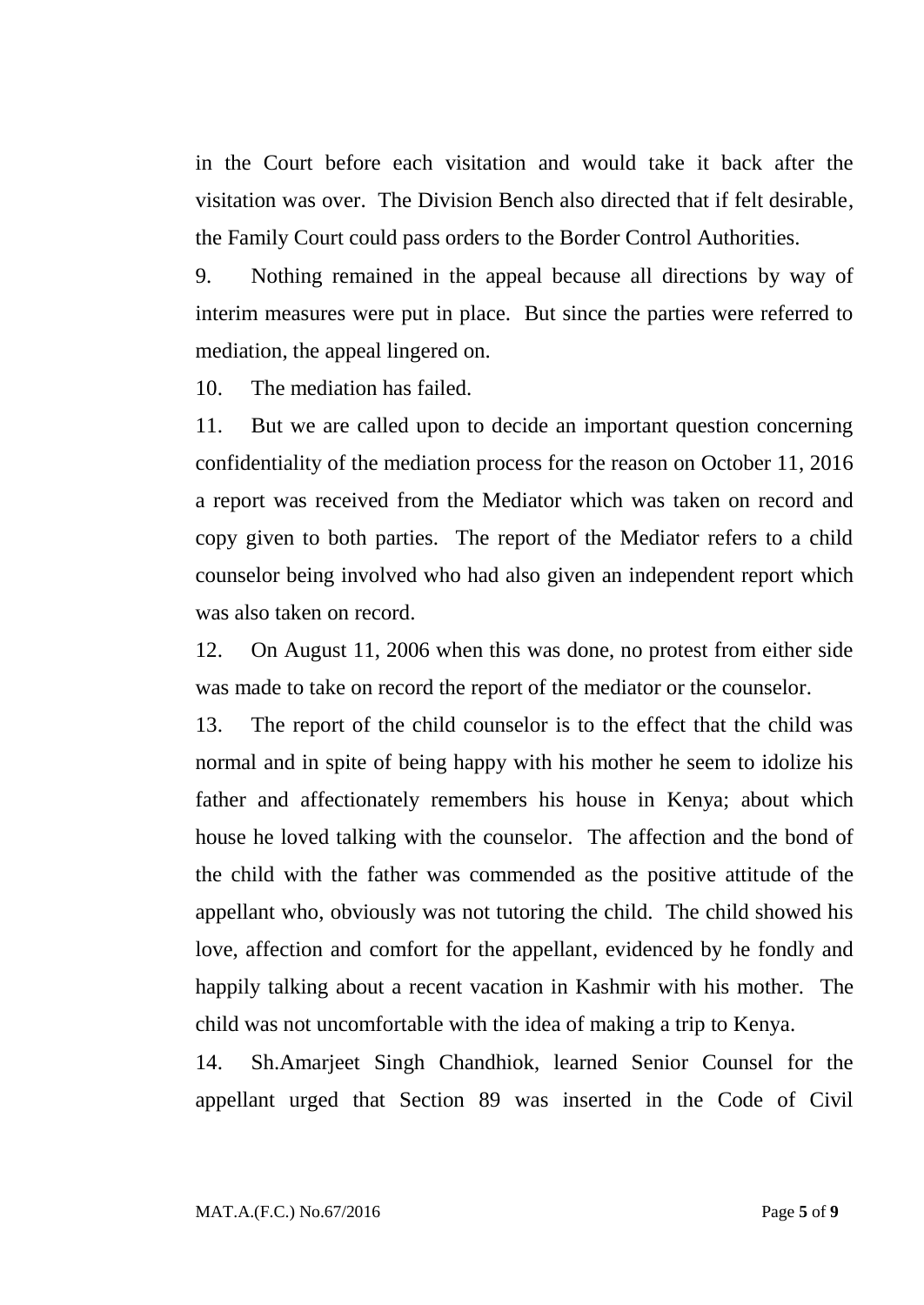in the Court before each visitation and would take it back after the visitation was over. The Division Bench also directed that if felt desirable, the Family Court could pass orders to the Border Control Authorities.

9. Nothing remained in the appeal because all directions by way of interim measures were put in place. But since the parties were referred to mediation, the appeal lingered on.

10. The mediation has failed.

11. But we are called upon to decide an important question concerning confidentiality of the mediation process for the reason on October 11, 2016 a report was received from the Mediator which was taken on record and copy given to both parties. The report of the Mediator refers to a child counselor being involved who had also given an independent report which was also taken on record.

12. On August 11, 2006 when this was done, no protest from either side was made to take on record the report of the mediator or the counselor.

13. The report of the child counselor is to the effect that the child was normal and in spite of being happy with his mother he seem to idolize his father and affectionately remembers his house in Kenya; about which house he loved talking with the counselor. The affection and the bond of the child with the father was commended as the positive attitude of the appellant who, obviously was not tutoring the child. The child showed his love, affection and comfort for the appellant, evidenced by he fondly and happily talking about a recent vacation in Kashmir with his mother. The child was not uncomfortable with the idea of making a trip to Kenya.

14. Sh.Amarjeet Singh Chandhiok, learned Senior Counsel for the appellant urged that Section 89 was inserted in the Code of Civil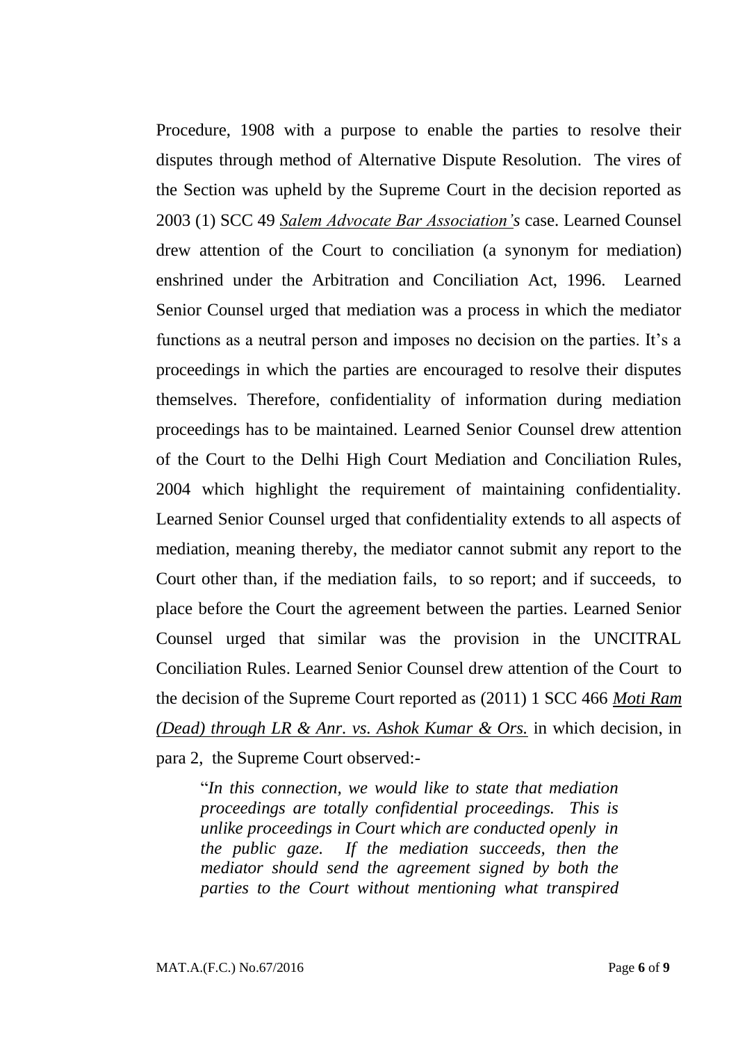Procedure, 1908 with a purpose to enable the parties to resolve their disputes through method of Alternative Dispute Resolution. The vires of the Section was upheld by the Supreme Court in the decision reported as 2003 (1) SCC 49 *Salem Advocate Bar Association's* case. Learned Counsel drew attention of the Court to conciliation (a synonym for mediation) enshrined under the Arbitration and Conciliation Act, 1996. Learned Senior Counsel urged that mediation was a process in which the mediator functions as a neutral person and imposes no decision on the parties. It's a proceedings in which the parties are encouraged to resolve their disputes themselves. Therefore, confidentiality of information during mediation proceedings has to be maintained. Learned Senior Counsel drew attention of the Court to the Delhi High Court Mediation and Conciliation Rules, 2004 which highlight the requirement of maintaining confidentiality. Learned Senior Counsel urged that confidentiality extends to all aspects of mediation, meaning thereby, the mediator cannot submit any report to the Court other than, if the mediation fails, to so report; and if succeeds, to place before the Court the agreement between the parties. Learned Senior Counsel urged that similar was the provision in the UNCITRAL Conciliation Rules. Learned Senior Counsel drew attention of the Court to the decision of the Supreme Court reported as (2011) 1 SCC 466 *Moti Ram (Dead) through LR & Anr. vs. Ashok Kumar & Ors.* in which decision, in para 2, the Supreme Court observed:-

> "*In this connection, we would like to state that mediation proceedings are totally confidential proceedings. This is unlike proceedings in Court which are conducted openly in the public gaze. If the mediation succeeds, then the mediator should send the agreement signed by both the parties to the Court without mentioning what transpired*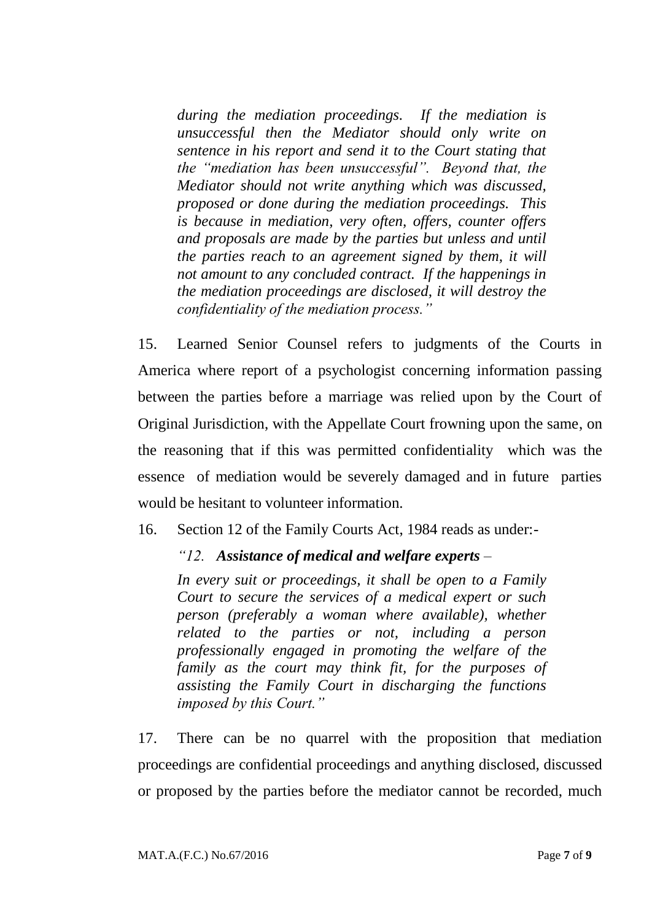*during the mediation proceedings. If the mediation is unsuccessful then the Mediator should only write on sentence in his report and send it to the Court stating that the "mediation has been unsuccessful". Beyond that, the Mediator should not write anything which was discussed, proposed or done during the mediation proceedings. This is because in mediation, very often, offers, counter offers and proposals are made by the parties but unless and until the parties reach to an agreement signed by them, it will not amount to any concluded contract. If the happenings in the mediation proceedings are disclosed, it will destroy the confidentiality of the mediation process."*

15. Learned Senior Counsel refers to judgments of the Courts in America where report of a psychologist concerning information passing between the parties before a marriage was relied upon by the Court of Original Jurisdiction, with the Appellate Court frowning upon the same, on the reasoning that if this was permitted confidentiality which was the essence of mediation would be severely damaged and in future parties would be hesitant to volunteer information.

16. Section 12 of the Family Courts Act, 1984 reads as under:-

*"12. **Assistance of medical and welfare experts** –*

*In every suit or proceedings, it shall be open to a Family Court to secure the services of a medical expert or such person (preferably a woman where available), whether related to the parties or not, including a person professionally engaged in promoting the welfare of the family as the court may think fit, for the purposes of assisting the Family Court in discharging the functions imposed by this Court."*

17. There can be no quarrel with the proposition that mediation proceedings are confidential proceedings and anything disclosed, discussed or proposed by the parties before the mediator cannot be recorded, much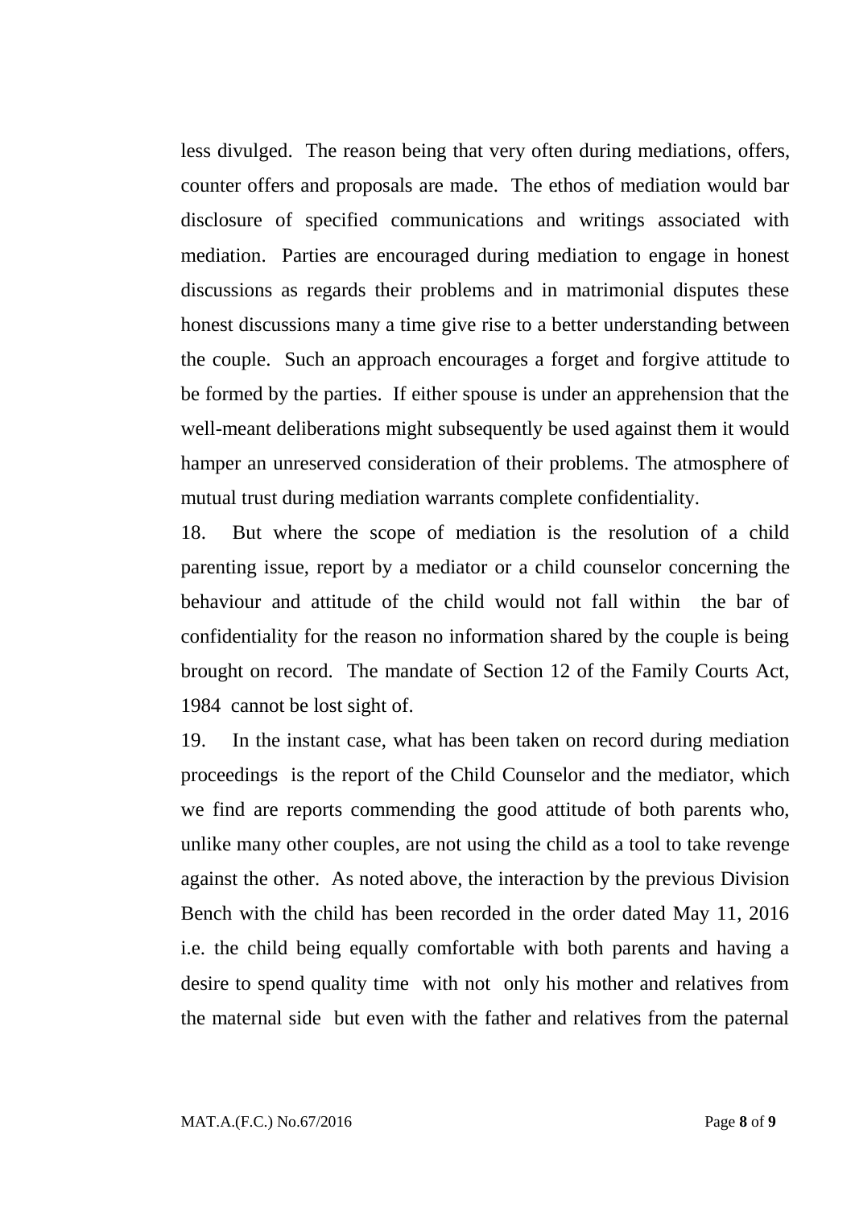less divulged. The reason being that very often during mediations, offers, counter offers and proposals are made. The ethos of mediation would bar disclosure of specified communications and writings associated with mediation. Parties are encouraged during mediation to engage in honest discussions as regards their problems and in matrimonial disputes these honest discussions many a time give rise to a better understanding between the couple. Such an approach encourages a forget and forgive attitude to be formed by the parties. If either spouse is under an apprehension that the well-meant deliberations might subsequently be used against them it would hamper an unreserved consideration of their problems. The atmosphere of mutual trust during mediation warrants complete confidentiality.

18. But where the scope of mediation is the resolution of a child parenting issue, report by a mediator or a child counselor concerning the behaviour and attitude of the child would not fall within the bar of confidentiality for the reason no information shared by the couple is being brought on record. The mandate of Section 12 of the Family Courts Act, 1984 cannot be lost sight of.

19. In the instant case, what has been taken on record during mediation proceedings is the report of the Child Counselor and the mediator, which we find are reports commending the good attitude of both parents who, unlike many other couples, are not using the child as a tool to take revenge against the other. As noted above, the interaction by the previous Division Bench with the child has been recorded in the order dated May 11, 2016 i.e. the child being equally comfortable with both parents and having a desire to spend quality time with not only his mother and relatives from the maternal side but even with the father and relatives from the paternal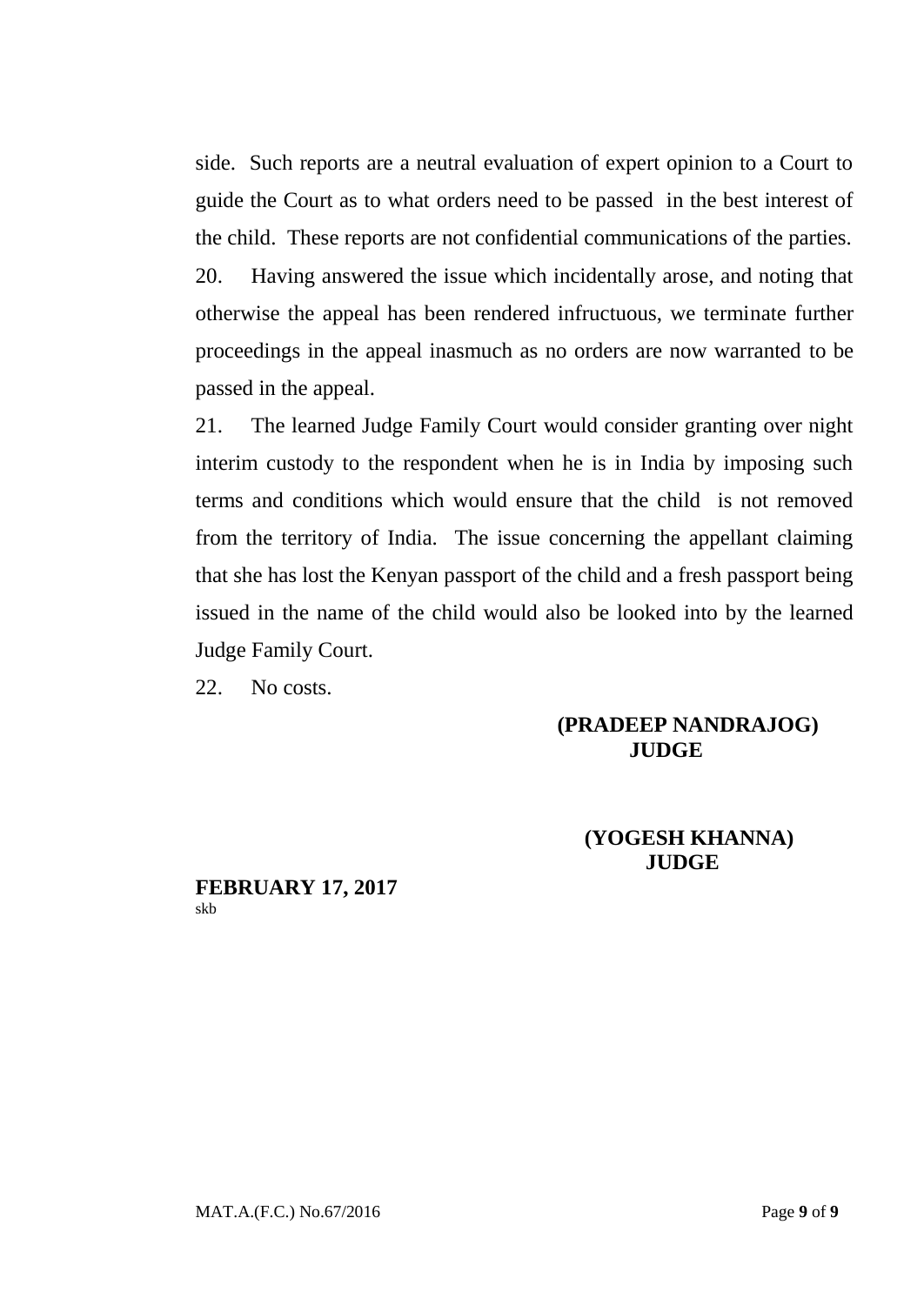side. Such reports are a neutral evaluation of expert opinion to a Court to guide the Court as to what orders need to be passed in the best interest of the child. These reports are not confidential communications of the parties.

20. Having answered the issue which incidentally arose, and noting that otherwise the appeal has been rendered infructuous, we terminate further proceedings in the appeal inasmuch as no orders are now warranted to be passed in the appeal.

21. The learned Judge Family Court would consider granting over night interim custody to the respondent when he is in India by imposing such terms and conditions which would ensure that the child is not removed from the territory of India. The issue concerning the appellant claiming that she has lost the Kenyan passport of the child and a fresh passport being issued in the name of the child would also be looked into by the learned Judge Family Court.

22. No costs.

**(PRADEEP NANDRAJOG)**
**JUDGE**

**(YOGESH KHANNA)**
**JUDGE**

**FEBRUARY 17, 2017**
skb